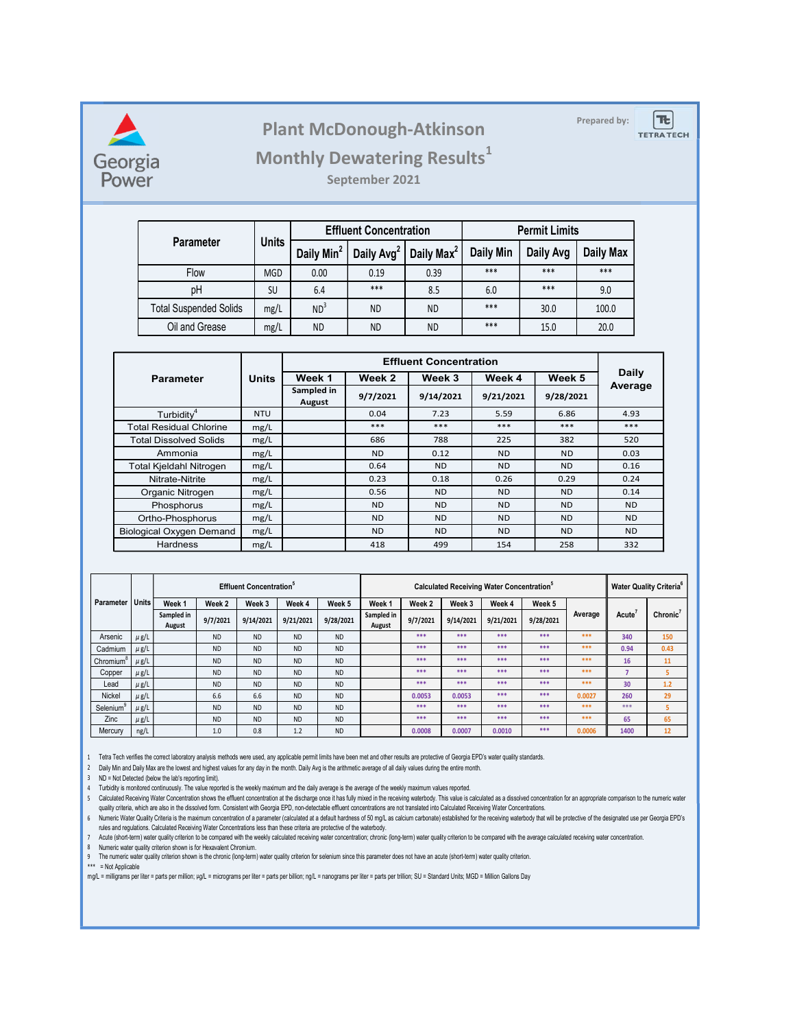Georgia Power

# Plant McDonough-Atkinson

## Monthly Dewatering Results[1]

### September 2021

Prepared by: TETRA TECH

| Parameter | Units | Effluent Concentration | | | Permit Limits | | |
|---|---|---|---|---|---|---|---|
| | | Daily Min[2] | Daily Avg[2] | Daily Max[2] | Daily Min | Daily Avg | Daily Max |
| Flow | MGD | 0.00 | 0.19 | 0.39 | *** | *** | *** |
| pH | SU | 6.4 | *** | 8.5 | 6.0 | *** | 9.0 |
| Total Suspended Solids | mg/L | ND[3] | ND | ND | *** | 30.0 | 100.0 |
| Oil and Grease | mg/L | ND | ND | ND | *** | 15.0 | 20.0 |

| Parameter | Units | Effluent Concentration | | | | | Daily Average |
|---|---|---|---|---|---|---|---|
| | | Week 1 | Week 2 | Week 3 | Week 4 | Week 5 | |
| | | Sampled in August | 9/7/2021 | 9/14/2021 | 9/21/2021 | 9/28/2021 | |
| Turbidity[4] | NTU | | 0.04 | 7.23 | 5.59 | 6.86 | 4.93 |
| Total Residual Chlorine | mg/L | | *** | *** | *** | *** | *** |
| Total Dissolved Solids | mg/L | | 686 | 788 | 225 | 382 | 520 |
| Ammonia | mg/L | | ND | 0.12 | ND | ND | 0.03 |
| Total Kjeldahl Nitrogen | mg/L | | 0.64 | ND | ND | ND | 0.16 |
| Nitrate-Nitrite | mg/L | | 0.23 | 0.18 | 0.26 | 0.29 | 0.24 |
| Organic Nitrogen | mg/L | | 0.56 | ND | ND | ND | 0.14 |
| Phosphorus | mg/L | | ND | ND | ND | ND | ND |
| Ortho-Phosphorus | mg/L | | ND | ND | ND | ND | ND |
| Biological Oxygen Demand | mg/L | | ND | ND | ND | ND | ND |
| Hardness | mg/L | | 418 | 499 | 154 | 258 | 332 |

| Parameter | Units | Effluent Concentration[5] | | | | | Calculated Receiving Water Concentration[5] | | | | | | Water Quality Criteria[6] | |
|---|---|---|---|---|---|---|---|---|---|---|---|---|---|---|
| | | Week 1 | Week 2 | Week 3 | Week 4 | Week 5 | Week 1 | Week 2 | Week 3 | Week 4 | Week 5 | Average | Acute[7] | Chronic[7] |
| | | Sampled in August | 9/7/2021 | 9/14/2021 | 9/21/2021 | 9/28/2021 | Sampled in August | 9/7/2021 | 9/14/2021 | 9/21/2021 | 9/28/2021 | | | |
| Arsenic | µg/L | | ND | ND | ND | ND | | *** | *** | *** | *** | *** | 340 | 150 |
| Cadmium | µg/L | | ND | ND | ND | ND | | *** | *** | *** | *** | *** | 0.94 | 0.43 |
| Chromium[8] | µg/L | | ND | ND | ND | ND | | *** | *** | *** | *** | *** | 16 | 11 |
| Copper | µg/L | | ND | ND | ND | ND | | *** | *** | *** | *** | *** | 7 | 5 |
| Lead | µg/L | | ND | ND | ND | ND | | *** | *** | *** | *** | *** | 30 | 1.2 |
| Nickel | µg/L | | 6.6 | 6.6 | ND | ND | | 0.0053 | 0.0053 | *** | *** | 0.0027 | 260 | 29 |
| Selenium[9] | µg/L | | ND | ND | ND | ND | | *** | *** | *** | *** | *** | *** | 5 |
| Zinc | µg/L | | ND | ND | ND | ND | | *** | *** | *** | *** | *** | 65 | 65 |
| Mercury | ng/L | | 1.0 | 0.8 | 1.2 | ND | | 0.0008 | 0.0007 | 0.0010 | *** | 0.0006 | 1400 | 12 |

1 Tetra Tech verifies the correct laboratory analysis methods were used, any applicable permit limits have been met and other results are protective of Georgia EPD's water quality standards.

2 Daily Min and Daily Max are the lowest and highest values for any day in the month. Daily Avg is the arithmetic average of all daily values during the entire month.

3 ND = Not Detected (below the lab's reporting limit).

4 Turbidity is monitored continuously. The value reported is the weekly maximum and the daily average is the average of the weekly maximum values reported.

5 Calculated Receiving Water Concentration shows the effluent concentration at the discharge once it has fully mixed in the receiving waterbody. This value is calculated as a dissolved concentration for an appropriate comparison to the numeric water quality criteria, which are also in the dissolved form. Consistent with Georgia EPD, non-detectable effluent concentrations are not translated into Calculated Receiving Water Concentrations.

6 Numeric Water Quality Criteria is the maximum concentration of a parameter (calculated at a default hardness of 50 mg/L as calcium carbonate) established for the receiving waterbody that will be protective of the designated use per Georgia EPD's rules and regulations. Calculated Receiving Water Concentrations less than these criteria are protective of the waterbody.

7 Acute (short-term) water quality criterion to be compared with the weekly calculated receiving water concentration; chronic (long-term) water quality criterion to be compared with the average calculated receiving water concentration.

8 Numeric water quality criterion shown is for Hexavalent Chromium.

9 The numeric water quality criterion shown is the chronic (long-term) water quality criterion for selenium since this parameter does not have an acute (short-term) water quality criterion.

*** = Not Applicable

mg/L = milligrams per liter = parts per million; µg/L = micrograms per liter = parts per billion; ng/L = nanograms per liter = parts per trillion; SU = Standard Units; MGD = Million Gallons Day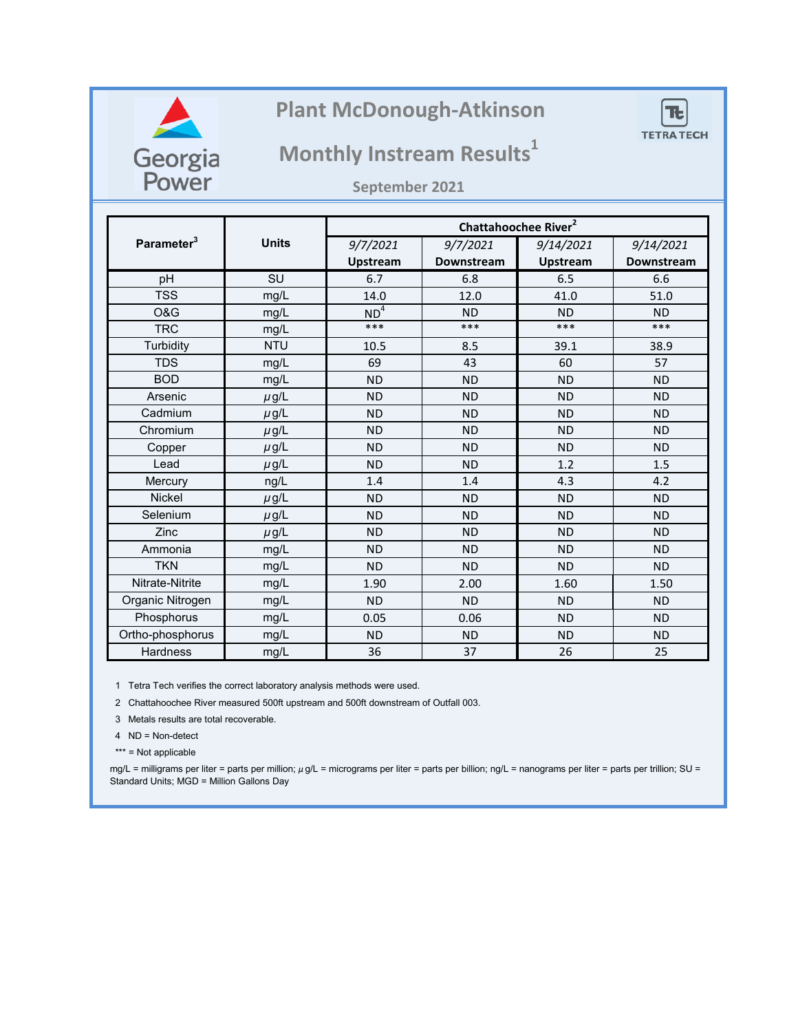# Plant McDonough-Atkinson

## Monthly Instream Results[1]

### September 2021

| Parameter[3] | Units | Chattahoochee River[2] | | | |
|---|---|---|---|---|---|
| | | *9/7/2021* Upstream | *9/7/2021* Downstream | *9/14/2021* Upstream | *9/14/2021* Downstream |
| pH | SU | 6.7 | 6.8 | 6.5 | 6.6 |
| TSS | mg/L | 14.0 | 12.0 | 41.0 | 51.0 |
| O&G | mg/L | ND[4] | ND | ND | ND |
| TRC | mg/L | *** | *** | *** | *** |
| Turbidity | NTU | 10.5 | 8.5 | 39.1 | 38.9 |
| TDS | mg/L | 69 | 43 | 60 | 57 |
| BOD | mg/L | ND | ND | ND | ND |
| Arsenic | μg/L | ND | ND | ND | ND |
| Cadmium | μg/L | ND | ND | ND | ND |
| Chromium | μg/L | ND | ND | ND | ND |
| Copper | μg/L | ND | ND | ND | ND |
| Lead | μg/L | ND | ND | 1.2 | 1.5 |
| Mercury | ng/L | 1.4 | 1.4 | 4.3 | 4.2 |
| Nickel | μg/L | ND | ND | ND | ND |
| Selenium | μg/L | ND | ND | ND | ND |
| Zinc | μg/L | ND | ND | ND | ND |
| Ammonia | mg/L | ND | ND | ND | ND |
| TKN | mg/L | ND | ND | ND | ND |
| Nitrate-Nitrite | mg/L | 1.90 | 2.00 | 1.60 | 1.50 |
| Organic Nitrogen | mg/L | ND | ND | ND | ND |
| Phosphorus | mg/L | 0.05 | 0.06 | ND | ND |
| Ortho-phosphorus | mg/L | ND | ND | ND | ND |
| Hardness | mg/L | 36 | 37 | 26 | 25 |

1 Tetra Tech verifies the correct laboratory analysis methods were used.

2 Chattahoochee River measured 500ft upstream and 500ft downstream of Outfall 003.

3 Metals results are total recoverable.

4 ND = Non-detect

*** = Not applicable

mg/L = milligrams per liter = parts per million; μg/L = micrograms per liter = parts per billion; ng/L = nanograms per liter = parts per trillion; SU = Standard Units; MGD = Million Gallons Day